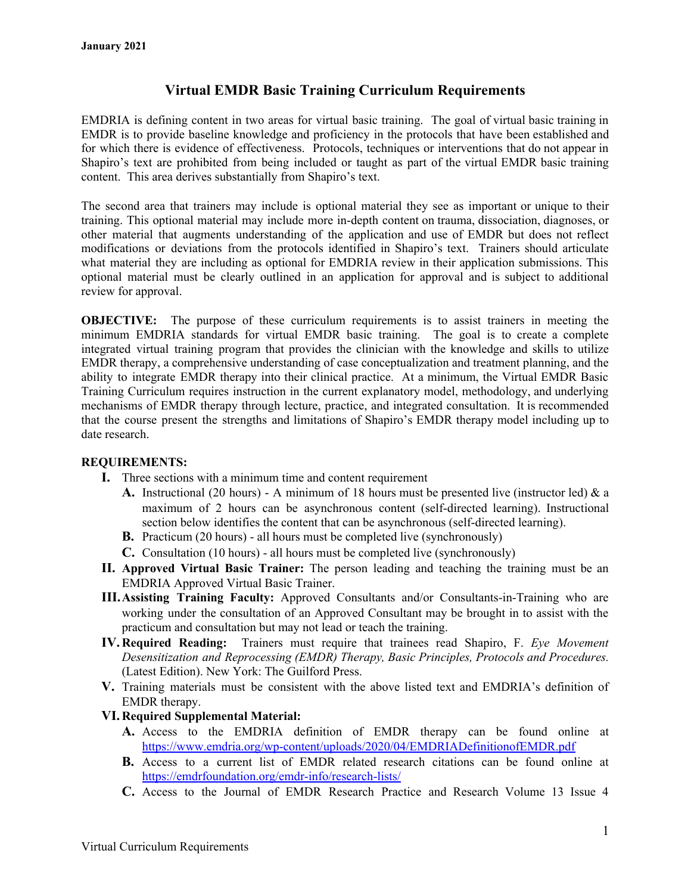**January 2021**

# Virtual EMDR Basic Training Curriculum Requirements

EMDRIA is defining content in two areas for virtual basic training. The goal of virtual basic training in EMDR is to provide baseline knowledge and proficiency in the protocols that have been established and for which there is evidence of effectiveness. Protocols, techniques or interventions that do not appear in Shapiro's text are prohibited from being included or taught as part of the virtual EMDR basic training content. This area derives substantially from Shapiro's text.

The second area that trainers may include is optional material they see as important or unique to their training. This optional material may include more in-depth content on trauma, dissociation, diagnoses, or other material that augments understanding of the application and use of EMDR but does not reflect modifications or deviations from the protocols identified in Shapiro's text. Trainers should articulate what material they are including as optional for EMDRIA review in their application submissions. This optional material must be clearly outlined in an application for approval and is subject to additional review for approval.

**OBJECTIVE:** The purpose of these curriculum requirements is to assist trainers in meeting the minimum EMDRIA standards for virtual EMDR basic training. The goal is to create a complete integrated virtual training program that provides the clinician with the knowledge and skills to utilize EMDR therapy, a comprehensive understanding of case conceptualization and treatment planning, and the ability to integrate EMDR therapy into their clinical practice. At a minimum, the Virtual EMDR Basic Training Curriculum requires instruction in the current explanatory model, methodology, and underlying mechanisms of EMDR therapy through lecture, practice, and integrated consultation. It is recommended that the course present the strengths and limitations of Shapiro's EMDR therapy model including up to date research.

**REQUIREMENTS:**

- **I.** Three sections with a minimum time and content requirement
  - **A.** Instructional (20 hours) - A minimum of 18 hours must be presented live (instructor led) & a maximum of 2 hours can be asynchronous content (self-directed learning). Instructional section below identifies the content that can be asynchronous (self-directed learning).
  - **B.** Practicum (20 hours) - all hours must be completed live (synchronously)
  - **C.** Consultation (10 hours) - all hours must be completed live (synchronously)
- **II. Approved Virtual Basic Trainer:** The person leading and teaching the training must be an EMDRIA Approved Virtual Basic Trainer.
- **III. Assisting Training Faculty:** Approved Consultants and/or Consultants-in-Training who are working under the consultation of an Approved Consultant may be brought in to assist with the practicum and consultation but may not lead or teach the training.
- **IV. Required Reading:** Trainers must require that trainees read Shapiro, F. *Eye Movement Desensitization and Reprocessing (EMDR) Therapy, Basic Principles, Protocols and Procedures.* (Latest Edition). New York: The Guilford Press.
- **V.** Training materials must be consistent with the above listed text and EMDRIA's definition of EMDR therapy.
- **VI. Required Supplemental Material:**
  - **A.** Access to the EMDRIA definition of EMDR therapy can be found online at https://www.emdria.org/wp-content/uploads/2020/04/EMDRIADefinitionofEMDR.pdf
  - **B.** Access to a current list of EMDR related research citations can be found online at https://emdrfoundation.org/emdr-info/research-lists/
  - **C.** Access to the Journal of EMDR Research Practice and Research Volume 13 Issue 4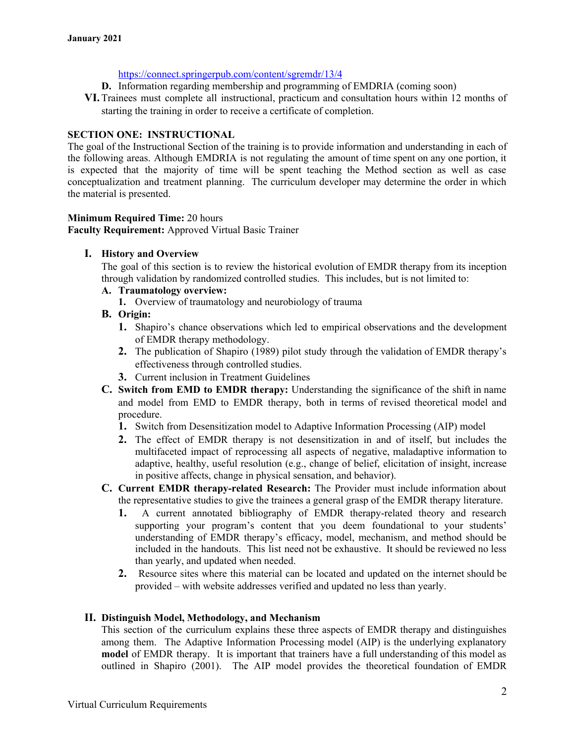https://connect.springerpub.com/content/sgremdr/13/4

D. Information regarding membership and programming of EMDRIA (coming soon)

VI. Trainees must complete all instructional, practicum and consultation hours within 12 months of starting the training in order to receive a certificate of completion.

## SECTION ONE: INSTRUCTIONAL

The goal of the Instructional Section of the training is to provide information and understanding in each of the following areas. Although EMDRIA is not regulating the amount of time spent on any one portion, it is expected that the majority of time will be spent teaching the Method section as well as case conceptualization and treatment planning. The curriculum developer may determine the order in which the material is presented.

**Minimum Required Time:** 20 hours
**Faculty Requirement:** Approved Virtual Basic Trainer

### I. History and Overview

The goal of this section is to review the historical evolution of EMDR therapy from its inception through validation by randomized controlled studies. This includes, but is not limited to:

**A. Traumatology overview:**
1. Overview of traumatology and neurobiology of trauma

**B. Origin:**
1. Shapiro's chance observations which led to empirical observations and the development of EMDR therapy methodology.
2. The publication of Shapiro (1989) pilot study through the validation of EMDR therapy's effectiveness through controlled studies.
3. Current inclusion in Treatment Guidelines

**C. Switch from EMD to EMDR therapy:** Understanding the significance of the shift in name and model from EMD to EMDR therapy, both in terms of revised theoretical model and procedure.
1. Switch from Desensitization model to Adaptive Information Processing (AIP) model
2. The effect of EMDR therapy is not desensitization in and of itself, but includes the multifaceted impact of reprocessing all aspects of negative, maladaptive information to adaptive, healthy, useful resolution (e.g., change of belief, elicitation of insight, increase in positive affects, change in physical sensation, and behavior).

**C. Current EMDR therapy-related Research:** The Provider must include information about the representative studies to give the trainees a general grasp of the EMDR therapy literature.
1. A current annotated bibliography of EMDR therapy-related theory and research supporting your program's content that you deem foundational to your students' understanding of EMDR therapy's efficacy, model, mechanism, and method should be included in the handouts. This list need not be exhaustive. It should be reviewed no less than yearly, and updated when needed.
2. Resource sites where this material can be located and updated on the internet should be provided – with website addresses verified and updated no less than yearly.

### II. Distinguish Model, Methodology, and Mechanism

This section of the curriculum explains these three aspects of EMDR therapy and distinguishes among them. The Adaptive Information Processing model (AIP) is the underlying explanatory **model** of EMDR therapy. It is important that trainers have a full understanding of this model as outlined in Shapiro (2001). The AIP model provides the theoretical foundation of EMDR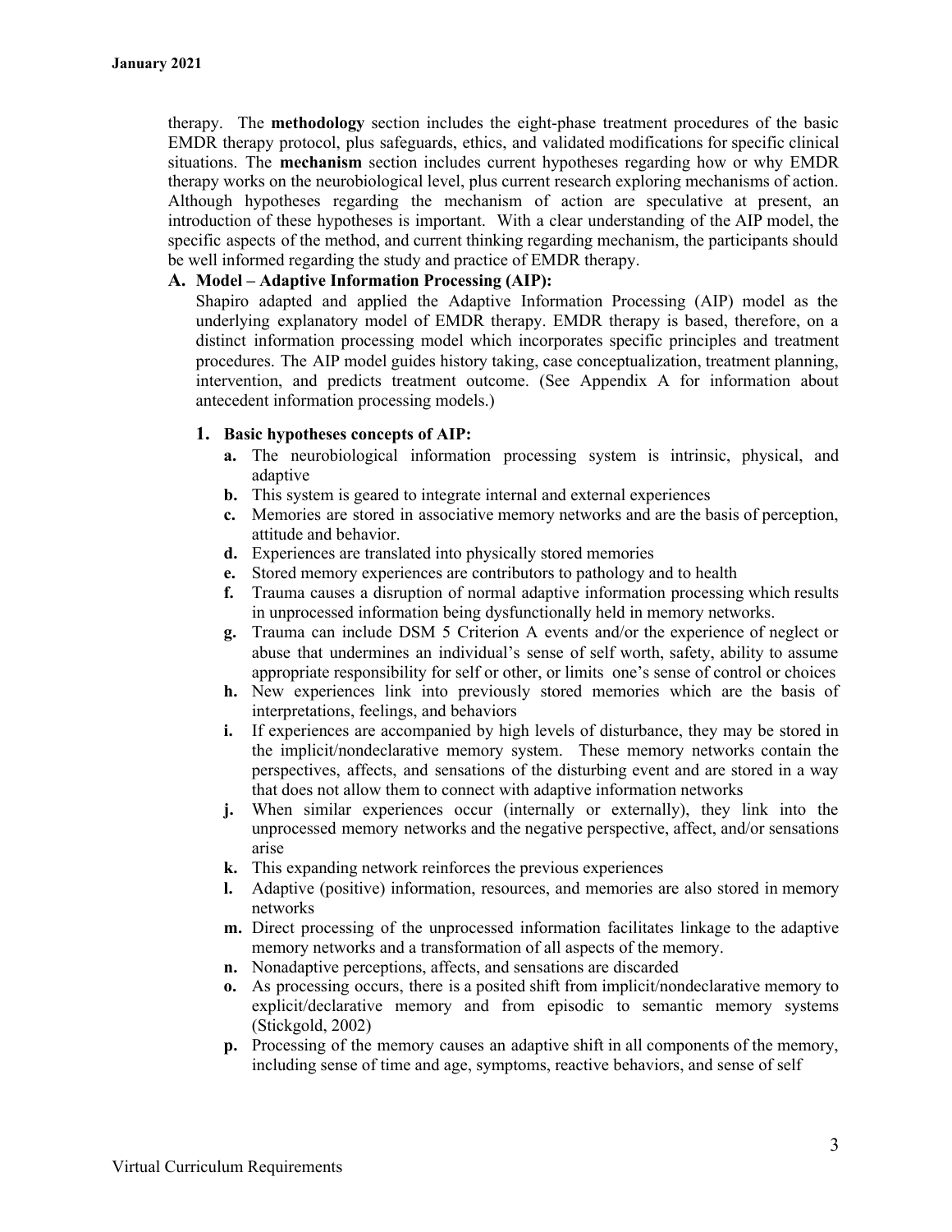therapy. The **methodology** section includes the eight-phase treatment procedures of the basic EMDR therapy protocol, plus safeguards, ethics, and validated modifications for specific clinical situations. The **mechanism** section includes current hypotheses regarding how or why EMDR therapy works on the neurobiological level, plus current research exploring mechanisms of action. Although hypotheses regarding the mechanism of action are speculative at present, an introduction of these hypotheses is important. With a clear understanding of the AIP model, the specific aspects of the method, and current thinking regarding mechanism, the participants should be well informed regarding the study and practice of EMDR therapy.

**A. Model – Adaptive Information Processing (AIP):**

Shapiro adapted and applied the Adaptive Information Processing (AIP) model as the underlying explanatory model of EMDR therapy. EMDR therapy is based, therefore, on a distinct information processing model which incorporates specific principles and treatment procedures. The AIP model guides history taking, case conceptualization, treatment planning, intervention, and predicts treatment outcome. (See Appendix A for information about antecedent information processing models.)

**1. Basic hypotheses concepts of AIP:**

- **a.** The neurobiological information processing system is intrinsic, physical, and adaptive
- **b.** This system is geared to integrate internal and external experiences
- **c.** Memories are stored in associative memory networks and are the basis of perception, attitude and behavior.
- **d.** Experiences are translated into physically stored memories
- **e.** Stored memory experiences are contributors to pathology and to health
- **f.** Trauma causes a disruption of normal adaptive information processing which results in unprocessed information being dysfunctionally held in memory networks.
- **g.** Trauma can include DSM 5 Criterion A events and/or the experience of neglect or abuse that undermines an individual's sense of self worth, safety, ability to assume appropriate responsibility for self or other, or limits one's sense of control or choices
- **h.** New experiences link into previously stored memories which are the basis of interpretations, feelings, and behaviors
- **i.** If experiences are accompanied by high levels of disturbance, they may be stored in the implicit/nondeclarative memory system. These memory networks contain the perspectives, affects, and sensations of the disturbing event and are stored in a way that does not allow them to connect with adaptive information networks
- **j.** When similar experiences occur (internally or externally), they link into the unprocessed memory networks and the negative perspective, affect, and/or sensations arise
- **k.** This expanding network reinforces the previous experiences
- **l.** Adaptive (positive) information, resources, and memories are also stored in memory networks
- **m.** Direct processing of the unprocessed information facilitates linkage to the adaptive memory networks and a transformation of all aspects of the memory.
- **n.** Nonadaptive perceptions, affects, and sensations are discarded
- **o.** As processing occurs, there is a posited shift from implicit/nondeclarative memory to explicit/declarative memory and from episodic to semantic memory systems (Stickgold, 2002)
- **p.** Processing of the memory causes an adaptive shift in all components of the memory, including sense of time and age, symptoms, reactive behaviors, and sense of self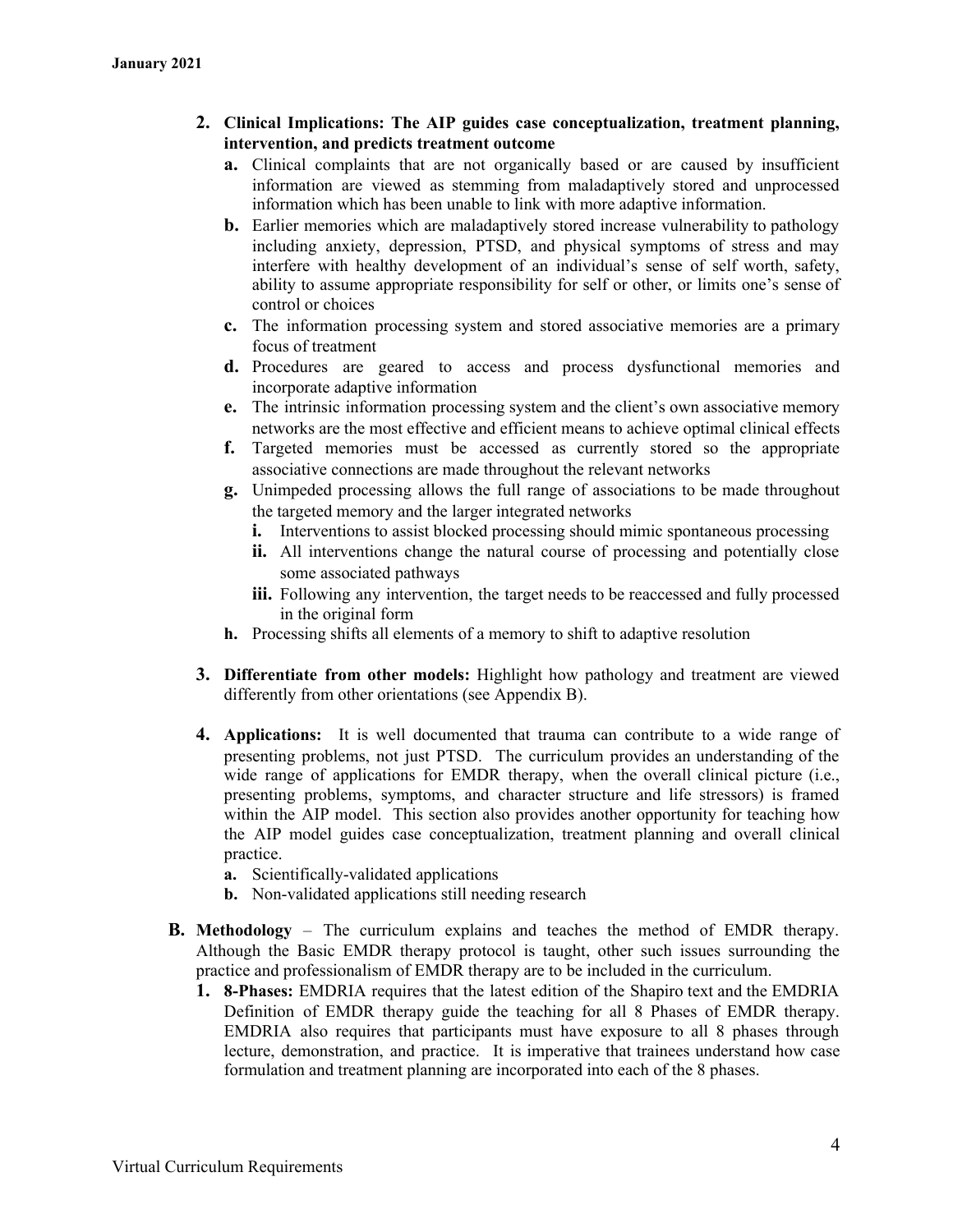2. **Clinical Implications: The AIP guides case conceptualization, treatment planning, intervention, and predicts treatment outcome**
   - **a.** Clinical complaints that are not organically based or are caused by insufficient information are viewed as stemming from maladaptively stored and unprocessed information which has been unable to link with more adaptive information.
   - **b.** Earlier memories which are maladaptively stored increase vulnerability to pathology including anxiety, depression, PTSD, and physical symptoms of stress and may interfere with healthy development of an individual's sense of self worth, safety, ability to assume appropriate responsibility for self or other, or limits one's sense of control or choices
   - **c.** The information processing system and stored associative memories are a primary focus of treatment
   - **d.** Procedures are geared to access and process dysfunctional memories and incorporate adaptive information
   - **e.** The intrinsic information processing system and the client's own associative memory networks are the most effective and efficient means to achieve optimal clinical effects
   - **f.** Targeted memories must be accessed as currently stored so the appropriate associative connections are made throughout the relevant networks
   - **g.** Unimpeded processing allows the full range of associations to be made throughout the targeted memory and the larger integrated networks
     - **i.** Interventions to assist blocked processing should mimic spontaneous processing
     - **ii.** All interventions change the natural course of processing and potentially close some associated pathways
     - **iii.** Following any intervention, the target needs to be reaccessed and fully processed in the original form
   - **h.** Processing shifts all elements of a memory to shift to adaptive resolution

3. **Differentiate from other models:** Highlight how pathology and treatment are viewed differently from other orientations (see Appendix B).

4. **Applications:** It is well documented that trauma can contribute to a wide range of presenting problems, not just PTSD. The curriculum provides an understanding of the wide range of applications for EMDR therapy, when the overall clinical picture (i.e., presenting problems, symptoms, and character structure and life stressors) is framed within the AIP model. This section also provides another opportunity for teaching how the AIP model guides case conceptualization, treatment planning and overall clinical practice.
   - **a.** Scientifically-validated applications
   - **b.** Non-validated applications still needing research

**B. Methodology** – The curriculum explains and teaches the method of EMDR therapy. Although the Basic EMDR therapy protocol is taught, other such issues surrounding the practice and professionalism of EMDR therapy are to be included in the curriculum.

1. **8-Phases:** EMDRIA requires that the latest edition of the Shapiro text and the EMDRIA Definition of EMDR therapy guide the teaching for all 8 Phases of EMDR therapy. EMDRIA also requires that participants must have exposure to all 8 phases through lecture, demonstration, and practice. It is imperative that trainees understand how case formulation and treatment planning are incorporated into each of the 8 phases.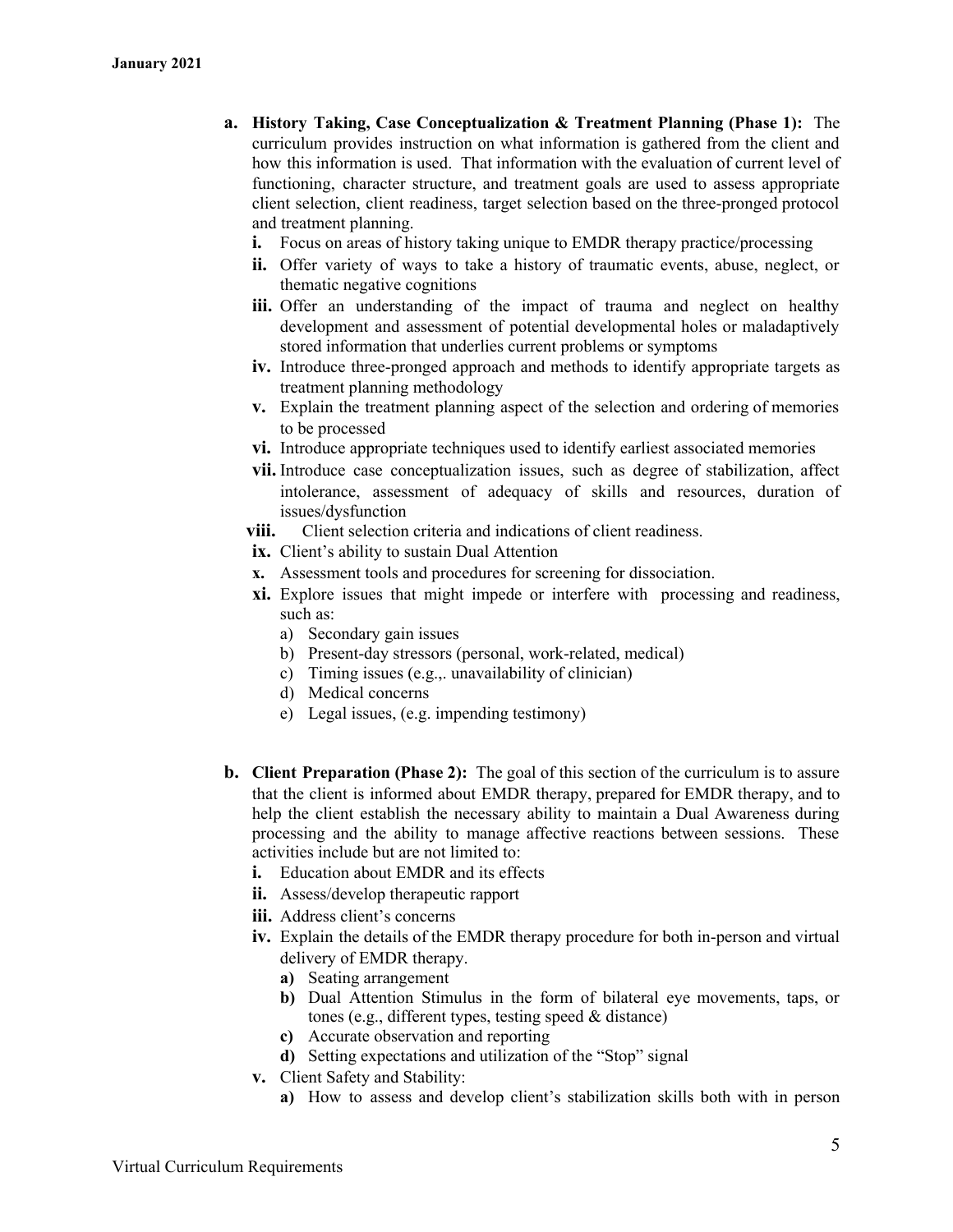**a. History Taking, Case Conceptualization & Treatment Planning (Phase 1):** The curriculum provides instruction on what information is gathered from the client and how this information is used. That information with the evaluation of current level of functioning, character structure, and treatment goals are used to assess appropriate client selection, client readiness, target selection based on the three-pronged protocol and treatment planning.

- **i.** Focus on areas of history taking unique to EMDR therapy practice/processing
- **ii.** Offer variety of ways to take a history of traumatic events, abuse, neglect, or thematic negative cognitions
- **iii.** Offer an understanding of the impact of trauma and neglect on healthy development and assessment of potential developmental holes or maladaptively stored information that underlies current problems or symptoms
- **iv.** Introduce three-pronged approach and methods to identify appropriate targets as treatment planning methodology
- **v.** Explain the treatment planning aspect of the selection and ordering of memories to be processed
- **vi.** Introduce appropriate techniques used to identify earliest associated memories
- **vii.** Introduce case conceptualization issues, such as degree of stabilization, affect intolerance, assessment of adequacy of skills and resources, duration of issues/dysfunction
- **viii.** Client selection criteria and indications of client readiness.
- **ix.** Client's ability to sustain Dual Attention
- **x.** Assessment tools and procedures for screening for dissociation.
- **xi.** Explore issues that might impede or interfere with processing and readiness, such as:
  - a) Secondary gain issues
  - b) Present-day stressors (personal, work-related, medical)
  - c) Timing issues (e.g.,. unavailability of clinician)
  - d) Medical concerns
  - e) Legal issues, (e.g. impending testimony)

**b. Client Preparation (Phase 2):** The goal of this section of the curriculum is to assure that the client is informed about EMDR therapy, prepared for EMDR therapy, and to help the client establish the necessary ability to maintain a Dual Awareness during processing and the ability to manage affective reactions between sessions. These activities include but are not limited to:

- **i.** Education about EMDR and its effects
- **ii.** Assess/develop therapeutic rapport
- **iii.** Address client's concerns
- **iv.** Explain the details of the EMDR therapy procedure for both in-person and virtual delivery of EMDR therapy.
  - **a)** Seating arrangement
  - **b)** Dual Attention Stimulus in the form of bilateral eye movements, taps, or tones (e.g., different types, testing speed & distance)
  - **c)** Accurate observation and reporting
  - **d)** Setting expectations and utilization of the "Stop" signal
- **v.** Client Safety and Stability:
  - **a)** How to assess and develop client's stabilization skills both with in person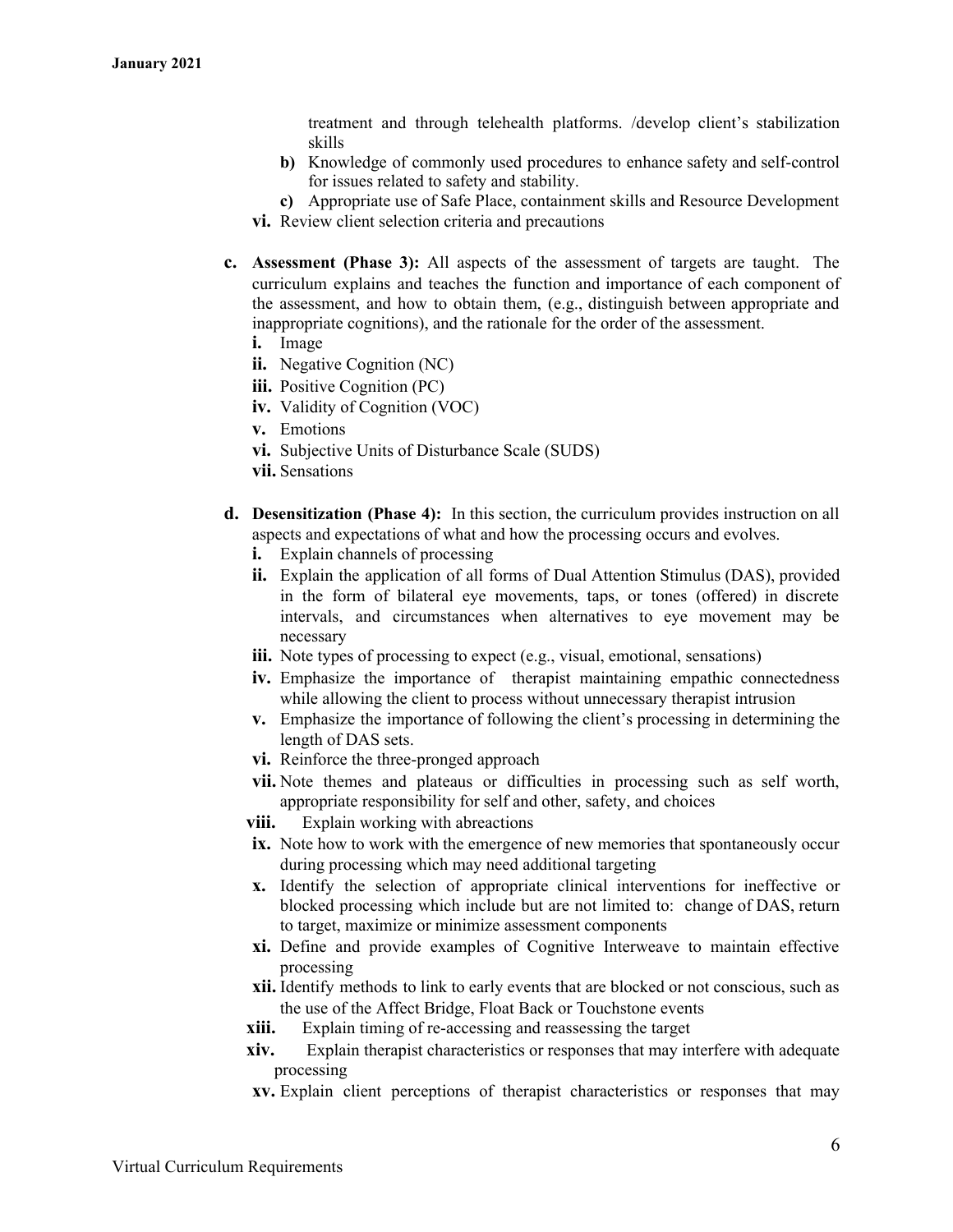treatment and through telehealth platforms. /develop client's stabilization skills

- **b)** Knowledge of commonly used procedures to enhance safety and self-control for issues related to safety and stability.
- **c)** Appropriate use of Safe Place, containment skills and Resource Development

**vi.** Review client selection criteria and precautions

**c. Assessment (Phase 3):** All aspects of the assessment of targets are taught. The curriculum explains and teaches the function and importance of each component of the assessment, and how to obtain them, (e.g., distinguish between appropriate and inappropriate cognitions), and the rationale for the order of the assessment.

- **i.** Image
- **ii.** Negative Cognition (NC)
- **iii.** Positive Cognition (PC)
- **iv.** Validity of Cognition (VOC)
- **v.** Emotions
- **vi.** Subjective Units of Disturbance Scale (SUDS)
- **vii.** Sensations

**d. Desensitization (Phase 4):** In this section, the curriculum provides instruction on all aspects and expectations of what and how the processing occurs and evolves.

- **i.** Explain channels of processing
- **ii.** Explain the application of all forms of Dual Attention Stimulus (DAS), provided in the form of bilateral eye movements, taps, or tones (offered) in discrete intervals, and circumstances when alternatives to eye movement may be necessary
- **iii.** Note types of processing to expect (e.g., visual, emotional, sensations)
- **iv.** Emphasize the importance of therapist maintaining empathic connectedness while allowing the client to process without unnecessary therapist intrusion
- **v.** Emphasize the importance of following the client's processing in determining the length of DAS sets.
- **vi.** Reinforce the three-pronged approach
- **vii.** Note themes and plateaus or difficulties in processing such as self worth, appropriate responsibility for self and other, safety, and choices
- **viii.** Explain working with abreactions
- **ix.** Note how to work with the emergence of new memories that spontaneously occur during processing which may need additional targeting
- **x.** Identify the selection of appropriate clinical interventions for ineffective or blocked processing which include but are not limited to: change of DAS, return to target, maximize or minimize assessment components
- **xi.** Define and provide examples of Cognitive Interweave to maintain effective processing
- **xii.** Identify methods to link to early events that are blocked or not conscious, such as the use of the Affect Bridge, Float Back or Touchstone events
- **xiii.** Explain timing of re-accessing and reassessing the target
- **xiv.** Explain therapist characteristics or responses that may interfere with adequate processing
- **xv.** Explain client perceptions of therapist characteristics or responses that may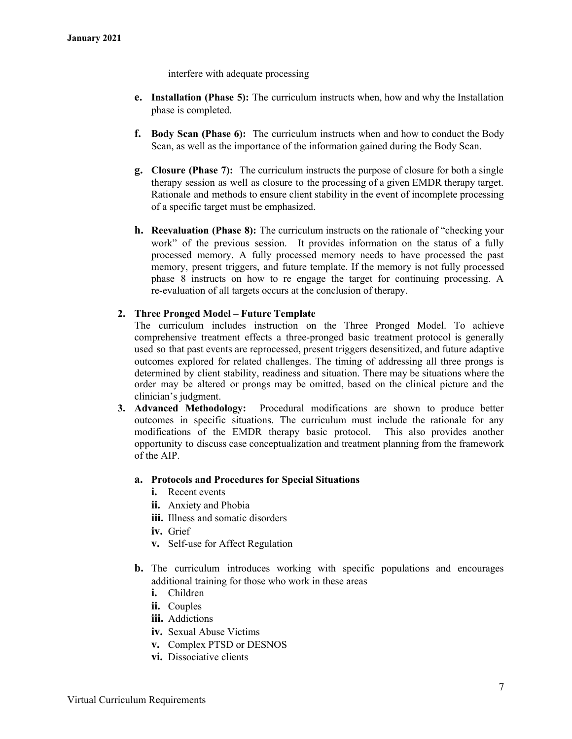interfere with adequate processing

e. **Installation (Phase 5):** The curriculum instructs when, how and why the Installation phase is completed.

f. **Body Scan (Phase 6):** The curriculum instructs when and how to conduct the Body Scan, as well as the importance of the information gained during the Body Scan.

g. **Closure (Phase 7):** The curriculum instructs the purpose of closure for both a single therapy session as well as closure to the processing of a given EMDR therapy target. Rationale and methods to ensure client stability in the event of incomplete processing of a specific target must be emphasized.

h. **Reevaluation (Phase 8):** The curriculum instructs on the rationale of "checking your work" of the previous session. It provides information on the status of a fully processed memory. A fully processed memory needs to have processed the past memory, present triggers, and future template. If the memory is not fully processed phase 8 instructs on how to re engage the target for continuing processing. A re-evaluation of all targets occurs at the conclusion of therapy.

2. **Three Pronged Model – Future Template**
   The curriculum includes instruction on the Three Pronged Model. To achieve comprehensive treatment effects a three-pronged basic treatment protocol is generally used so that past events are reprocessed, present triggers desensitized, and future adaptive outcomes explored for related challenges. The timing of addressing all three prongs is determined by client stability, readiness and situation. There may be situations where the order may be altered or prongs may be omitted, based on the clinical picture and the clinician's judgment.
3. **Advanced Methodology:** Procedural modifications are shown to produce better outcomes in specific situations. The curriculum must include the rationale for any modifications of the EMDR therapy basic protocol. This also provides another opportunity to discuss case conceptualization and treatment planning from the framework of the AIP.

   a. **Protocols and Procedures for Special Situations**
      - i. Recent events
      - ii. Anxiety and Phobia
      - iii. Illness and somatic disorders
      - iv. Grief
      - v. Self-use for Affect Regulation

   b. The curriculum introduces working with specific populations and encourages additional training for those who work in these areas
      - i. Children
      - ii. Couples
      - iii. Addictions
      - iv. Sexual Abuse Victims
      - v. Complex PTSD or DESNOS
      - vi. Dissociative clients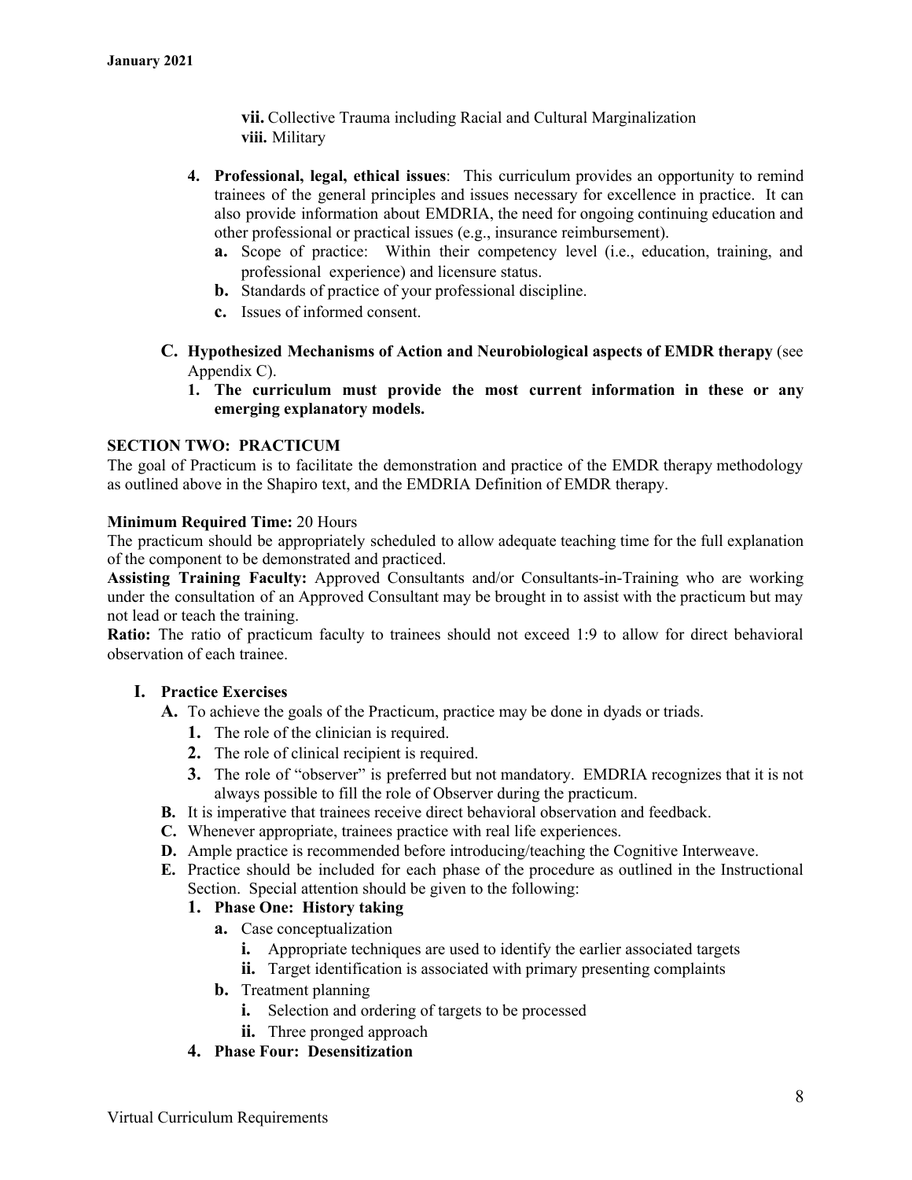**vii.** Collective Trauma including Racial and Cultural Marginalization
**viii.** Military

4. **Professional, legal, ethical issues**: This curriculum provides an opportunity to remind trainees of the general principles and issues necessary for excellence in practice. It can also provide information about EMDRIA, the need for ongoing continuing education and other professional or practical issues (e.g., insurance reimbursement).
   - **a.** Scope of practice: Within their competency level (i.e., education, training, and professional experience) and licensure status.
   - **b.** Standards of practice of your professional discipline.
   - **c.** Issues of informed consent.

**C. Hypothesized Mechanisms of Action and Neurobiological aspects of EMDR therapy** (see Appendix C).

1. **The curriculum must provide the most current information in these or any emerging explanatory models.**

## SECTION TWO: PRACTICUM

The goal of Practicum is to facilitate the demonstration and practice of the EMDR therapy methodology as outlined above in the Shapiro text, and the EMDRIA Definition of EMDR therapy.

**Minimum Required Time:** 20 Hours
The practicum should be appropriately scheduled to allow adequate teaching time for the full explanation of the component to be demonstrated and practiced.
**Assisting Training Faculty:** Approved Consultants and/or Consultants-in-Training who are working under the consultation of an Approved Consultant may be brought in to assist with the practicum but may not lead or teach the training.
**Ratio:** The ratio of practicum faculty to trainees should not exceed 1:9 to allow for direct behavioral observation of each trainee.

### I. Practice Exercises

**A.** To achieve the goals of the Practicum, practice may be done in dyads or triads.

1. The role of the clinician is required.
2. The role of clinical recipient is required.
3. The role of "observer" is preferred but not mandatory. EMDRIA recognizes that it is not always possible to fill the role of Observer during the practicum.

**B.** It is imperative that trainees receive direct behavioral observation and feedback.

**C.** Whenever appropriate, trainees practice with real life experiences.

**D.** Ample practice is recommended before introducing/teaching the Cognitive Interweave.

**E.** Practice should be included for each phase of the procedure as outlined in the Instructional Section. Special attention should be given to the following:

1. **Phase One: History taking**
   - **a.** Case conceptualization
     - **i.** Appropriate techniques are used to identify the earlier associated targets
     - **ii.** Target identification is associated with primary presenting complaints
   - **b.** Treatment planning
     - **i.** Selection and ordering of targets to be processed
     - **ii.** Three pronged approach

4. **Phase Four: Desensitization**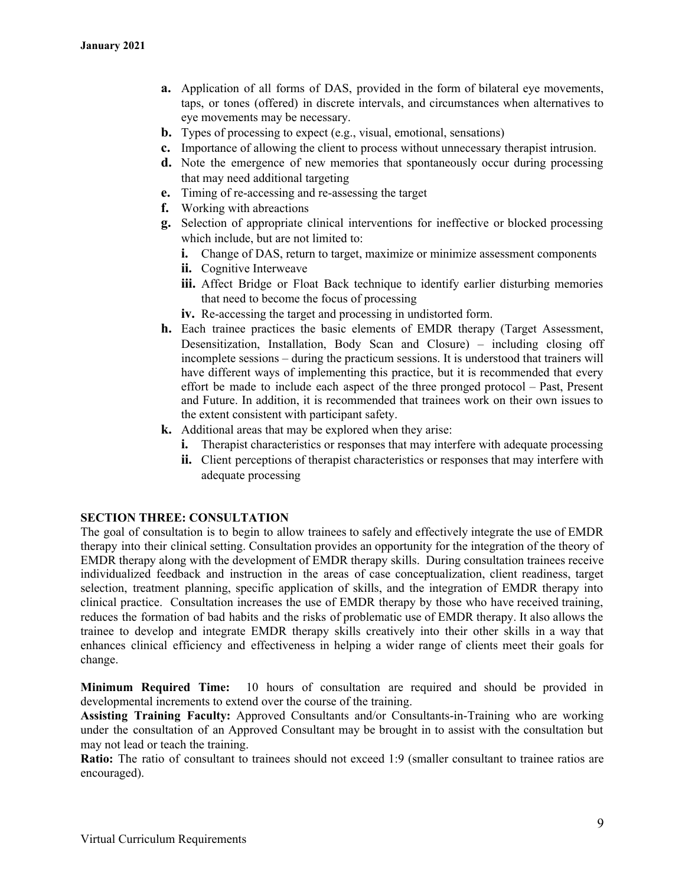- **a.** Application of all forms of DAS, provided in the form of bilateral eye movements, taps, or tones (offered) in discrete intervals, and circumstances when alternatives to eye movements may be necessary.
- **b.** Types of processing to expect (e.g., visual, emotional, sensations)
- **c.** Importance of allowing the client to process without unnecessary therapist intrusion.
- **d.** Note the emergence of new memories that spontaneously occur during processing that may need additional targeting
- **e.** Timing of re-accessing and re-assessing the target
- **f.** Working with abreactions
- **g.** Selection of appropriate clinical interventions for ineffective or blocked processing which include, but are not limited to:
  - **i.** Change of DAS, return to target, maximize or minimize assessment components
  - **ii.** Cognitive Interweave
  - **iii.** Affect Bridge or Float Back technique to identify earlier disturbing memories that need to become the focus of processing
  - **iv.** Re-accessing the target and processing in undistorted form.
- **h.** Each trainee practices the basic elements of EMDR therapy (Target Assessment, Desensitization, Installation, Body Scan and Closure) – including closing off incomplete sessions – during the practicum sessions. It is understood that trainers will have different ways of implementing this practice, but it is recommended that every effort be made to include each aspect of the three pronged protocol – Past, Present and Future. In addition, it is recommended that trainees work on their own issues to the extent consistent with participant safety.
- **k.** Additional areas that may be explored when they arise:
  - **i.** Therapist characteristics or responses that may interfere with adequate processing
  - **ii.** Client perceptions of therapist characteristics or responses that may interfere with adequate processing

## SECTION THREE: CONSULTATION

The goal of consultation is to begin to allow trainees to safely and effectively integrate the use of EMDR therapy into their clinical setting. Consultation provides an opportunity for the integration of the theory of EMDR therapy along with the development of EMDR therapy skills. During consultation trainees receive individualized feedback and instruction in the areas of case conceptualization, client readiness, target selection, treatment planning, specific application of skills, and the integration of EMDR therapy into clinical practice. Consultation increases the use of EMDR therapy by those who have received training, reduces the formation of bad habits and the risks of problematic use of EMDR therapy. It also allows the trainee to develop and integrate EMDR therapy skills creatively into their other skills in a way that enhances clinical efficiency and effectiveness in helping a wider range of clients meet their goals for change.

**Minimum Required Time:** 10 hours of consultation are required and should be provided in developmental increments to extend over the course of the training.

**Assisting Training Faculty:** Approved Consultants and/or Consultants-in-Training who are working under the consultation of an Approved Consultant may be brought in to assist with the consultation but may not lead or teach the training.

**Ratio:** The ratio of consultant to trainees should not exceed 1:9 (smaller consultant to trainee ratios are encouraged).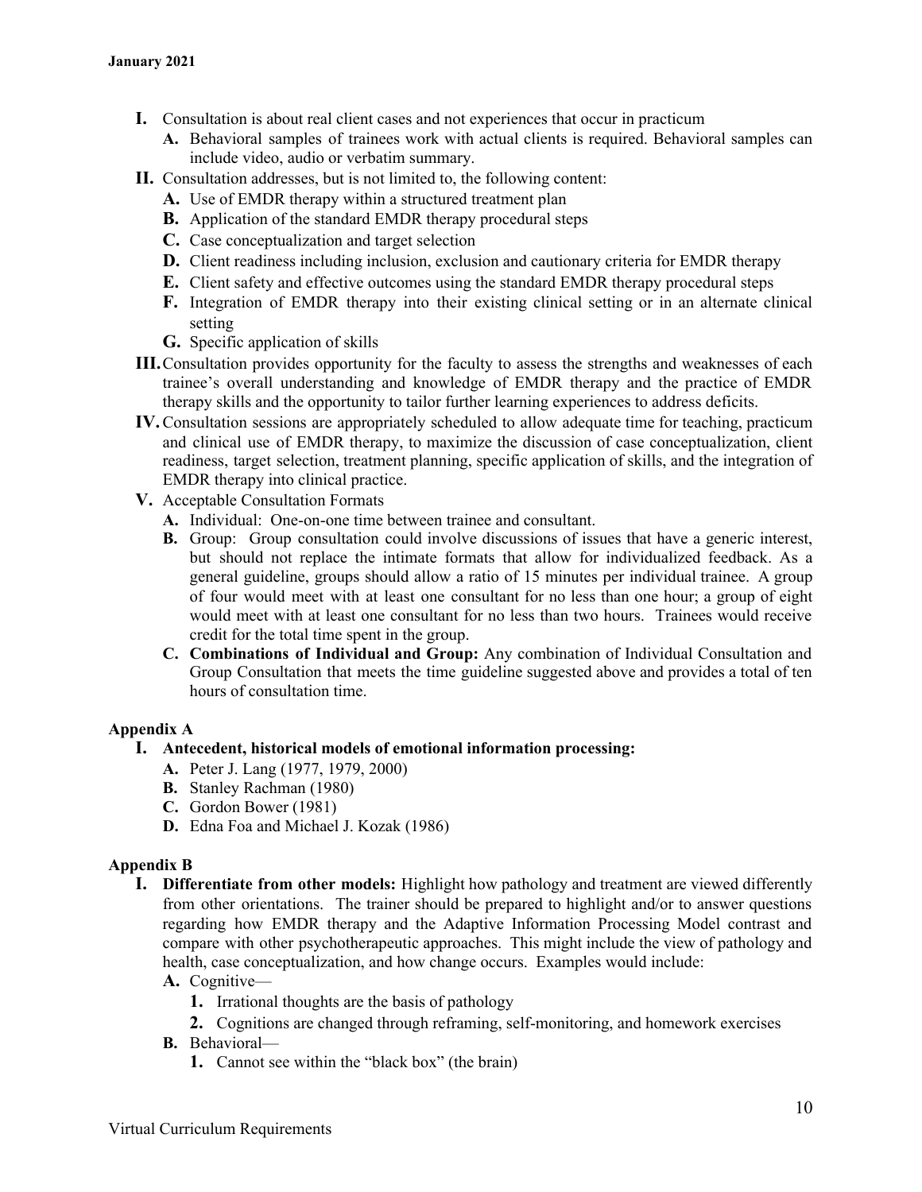- **I.** Consultation is about real client cases and not experiences that occur in practicum
  - **A.** Behavioral samples of trainees work with actual clients is required. Behavioral samples can include video, audio or verbatim summary.
- **II.** Consultation addresses, but is not limited to, the following content:
  - **A.** Use of EMDR therapy within a structured treatment plan
  - **B.** Application of the standard EMDR therapy procedural steps
  - **C.** Case conceptualization and target selection
  - **D.** Client readiness including inclusion, exclusion and cautionary criteria for EMDR therapy
  - **E.** Client safety and effective outcomes using the standard EMDR therapy procedural steps
  - **F.** Integration of EMDR therapy into their existing clinical setting or in an alternate clinical setting
  - **G.** Specific application of skills
- **III.** Consultation provides opportunity for the faculty to assess the strengths and weaknesses of each trainee's overall understanding and knowledge of EMDR therapy and the practice of EMDR therapy skills and the opportunity to tailor further learning experiences to address deficits.
- **IV.** Consultation sessions are appropriately scheduled to allow adequate time for teaching, practicum and clinical use of EMDR therapy, to maximize the discussion of case conceptualization, client readiness, target selection, treatment planning, specific application of skills, and the integration of EMDR therapy into clinical practice.
- **V.** Acceptable Consultation Formats
  - **A.** Individual: One-on-one time between trainee and consultant.
  - **B.** Group: Group consultation could involve discussions of issues that have a generic interest, but should not replace the intimate formats that allow for individualized feedback. As a general guideline, groups should allow a ratio of 15 minutes per individual trainee. A group of four would meet with at least one consultant for no less than one hour; a group of eight would meet with at least one consultant for no less than two hours. Trainees would receive credit for the total time spent in the group.
  - **C. Combinations of Individual and Group:** Any combination of Individual Consultation and Group Consultation that meets the time guideline suggested above and provides a total of ten hours of consultation time.

**Appendix A**

- **I. Antecedent, historical models of emotional information processing:**
  - **A.** Peter J. Lang (1977, 1979, 2000)
  - **B.** Stanley Rachman (1980)
  - **C.** Gordon Bower (1981)
  - **D.** Edna Foa and Michael J. Kozak (1986)

**Appendix B**

- **I. Differentiate from other models:** Highlight how pathology and treatment are viewed differently from other orientations. The trainer should be prepared to highlight and/or to answer questions regarding how EMDR therapy and the Adaptive Information Processing Model contrast and compare with other psychotherapeutic approaches. This might include the view of pathology and health, case conceptualization, and how change occurs. Examples would include:
  - **A.** Cognitive—
    1. Irrational thoughts are the basis of pathology
    2. Cognitions are changed through reframing, self-monitoring, and homework exercises
  - **B.** Behavioral—
    1. Cannot see within the "black box" (the brain)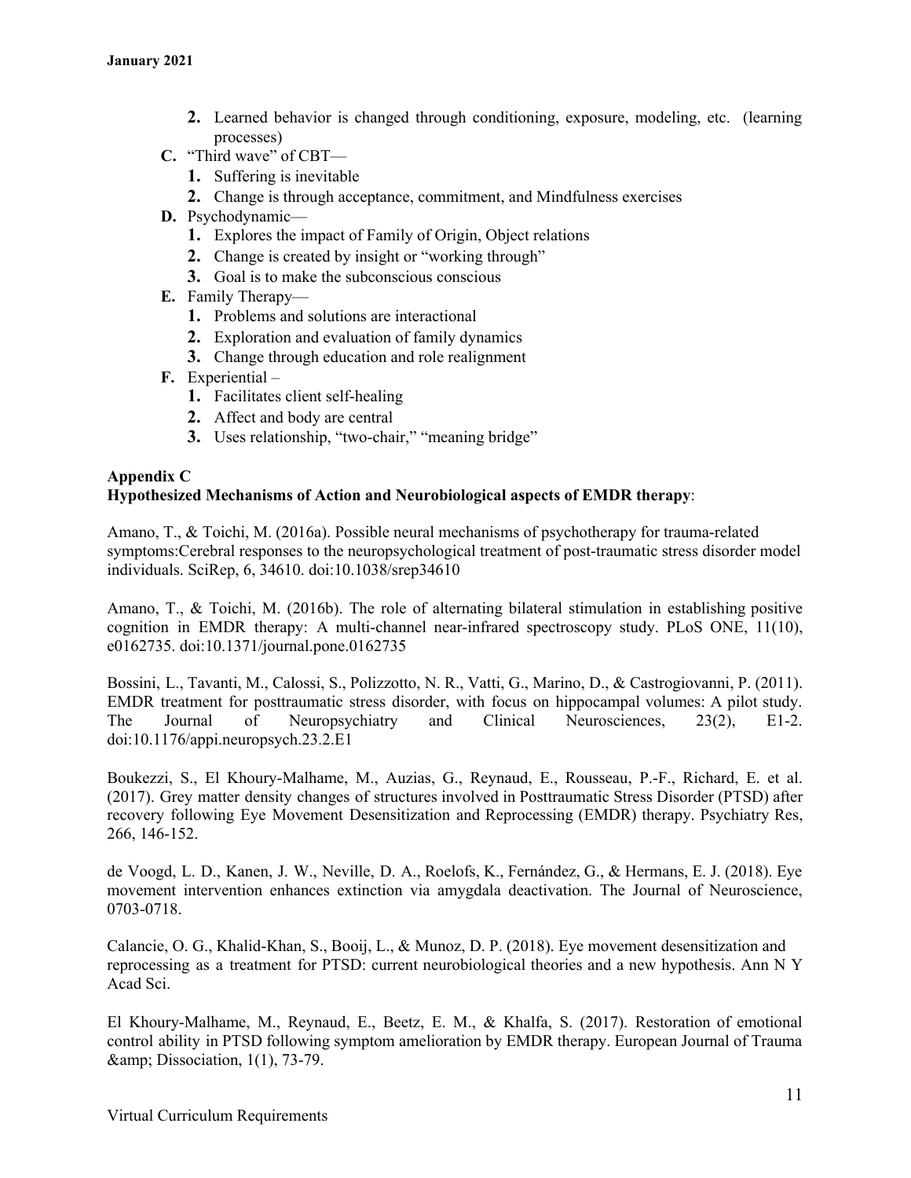2. Learned behavior is changed through conditioning, exposure, modeling, etc. (learning processes)

C. "Third wave" of CBT—
   1. Suffering is inevitable
   2. Change is through acceptance, commitment, and Mindfulness exercises

D. Psychodynamic—
   1. Explores the impact of Family of Origin, Object relations
   2. Change is created by insight or "working through"
   3. Goal is to make the subconscious conscious

E. Family Therapy—
   1. Problems and solutions are interactional
   2. Exploration and evaluation of family dynamics
   3. Change through education and role realignment

F. Experiential –
   1. Facilitates client self-healing
   2. Affect and body are central
   3. Uses relationship, "two-chair," "meaning bridge"

**Appendix C**
**Hypothesized Mechanisms of Action and Neurobiological aspects of EMDR therapy**:

Amano, T., & Toichi, M. (2016a). Possible neural mechanisms of psychotherapy for trauma-related symptoms:Cerebral responses to the neuropsychological treatment of post-traumatic stress disorder model individuals. SciRep, 6, 34610. doi:10.1038/srep34610

Amano, T., & Toichi, M. (2016b). The role of alternating bilateral stimulation in establishing positive cognition in EMDR therapy: A multi-channel near-infrared spectroscopy study. PLoS ONE, 11(10), e0162735. doi:10.1371/journal.pone.0162735

Bossini, L., Tavanti, M., Calossi, S., Polizzotto, N. R., Vatti, G., Marino, D., & Castrogiovanni, P. (2011). EMDR treatment for posttraumatic stress disorder, with focus on hippocampal volumes: A pilot study. The Journal of Neuropsychiatry and Clinical Neurosciences, 23(2), E1-2. doi:10.1176/appi.neuropsych.23.2.E1

Boukezzi, S., El Khoury-Malhame, M., Auzias, G., Reynaud, E., Rousseau, P.-F., Richard, E. et al. (2017). Grey matter density changes of structures involved in Posttraumatic Stress Disorder (PTSD) after recovery following Eye Movement Desensitization and Reprocessing (EMDR) therapy. Psychiatry Res, 266, 146-152.

de Voogd, L. D., Kanen, J. W., Neville, D. A., Roelofs, K., Fernández, G., & Hermans, E. J. (2018). Eye movement intervention enhances extinction via amygdala deactivation. The Journal of Neuroscience, 0703-0718.

Calancie, O. G., Khalid-Khan, S., Booij, L., & Munoz, D. P. (2018). Eye movement desensitization and reprocessing as a treatment for PTSD: current neurobiological theories and a new hypothesis. Ann N Y Acad Sci.

El Khoury-Malhame, M., Reynaud, E., Beetz, E. M., & Khalfa, S. (2017). Restoration of emotional control ability in PTSD following symptom amelioration by EMDR therapy. European Journal of Trauma &amp; Dissociation, 1(1), 73-79.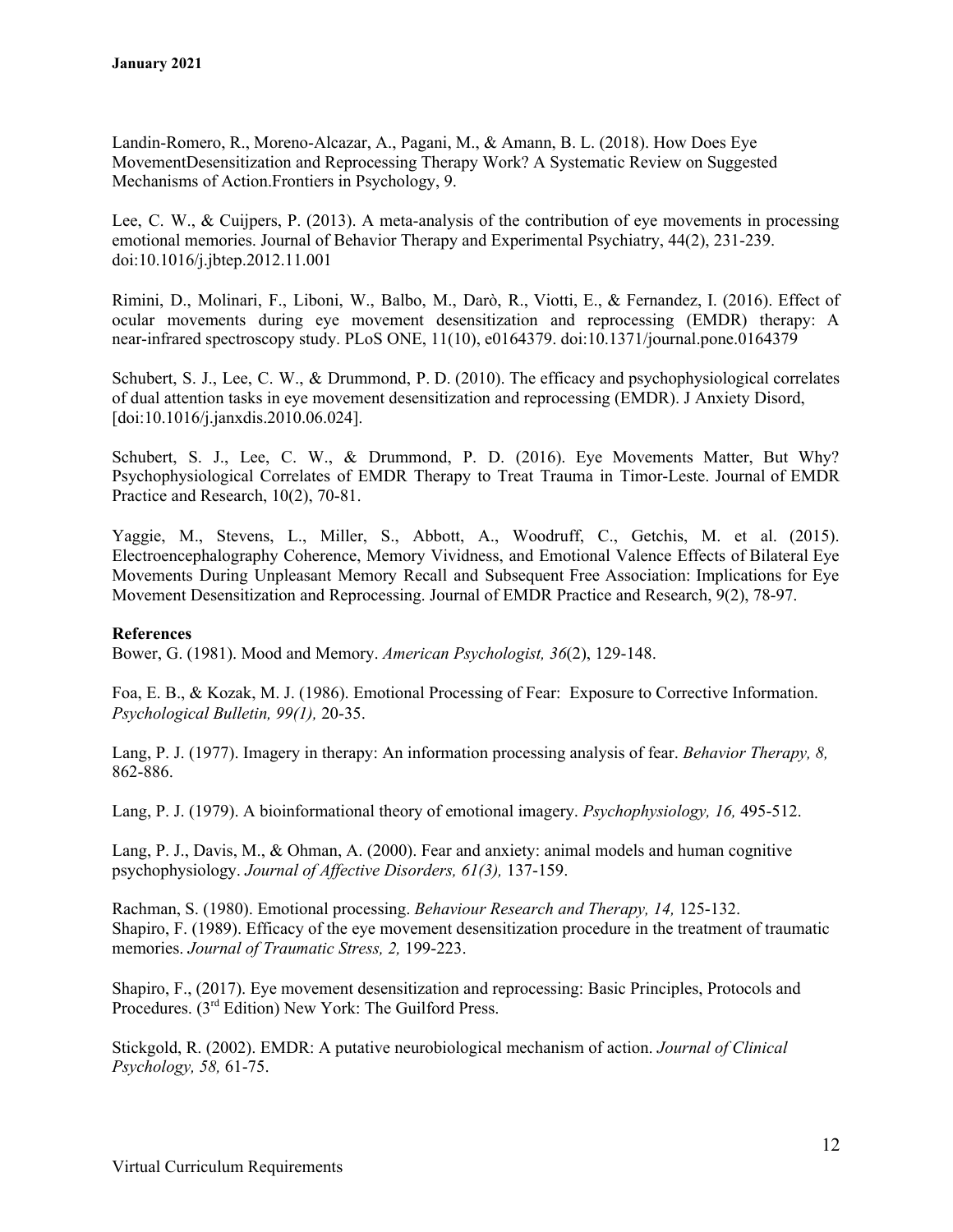Landin-Romero, R., Moreno-Alcazar, A., Pagani, M., & Amann, B. L. (2018). How Does Eye MovementDesensitization and Reprocessing Therapy Work? A Systematic Review on Suggested Mechanisms of Action.Frontiers in Psychology, 9.

Lee, C. W., & Cuijpers, P. (2013). A meta-analysis of the contribution of eye movements in processing emotional memories. Journal of Behavior Therapy and Experimental Psychiatry, 44(2), 231-239. doi:10.1016/j.jbtep.2012.11.001

Rimini, D., Molinari, F., Liboni, W., Balbo, M., Darò, R., Viotti, E., & Fernandez, I. (2016). Effect of ocular movements during eye movement desensitization and reprocessing (EMDR) therapy: A near-infrared spectroscopy study. PLoS ONE, 11(10), e0164379. doi:10.1371/journal.pone.0164379

Schubert, S. J., Lee, C. W., & Drummond, P. D. (2010). The efficacy and psychophysiological correlates of dual attention tasks in eye movement desensitization and reprocessing (EMDR). J Anxiety Disord, [doi:10.1016/j.janxdis.2010.06.024].

Schubert, S. J., Lee, C. W., & Drummond, P. D. (2016). Eye Movements Matter, But Why? Psychophysiological Correlates of EMDR Therapy to Treat Trauma in Timor-Leste. Journal of EMDR Practice and Research, 10(2), 70-81.

Yaggie, M., Stevens, L., Miller, S., Abbott, A., Woodruff, C., Getchis, M. et al. (2015). Electroencephalography Coherence, Memory Vividness, and Emotional Valence Effects of Bilateral Eye Movements During Unpleasant Memory Recall and Subsequent Free Association: Implications for Eye Movement Desensitization and Reprocessing. Journal of EMDR Practice and Research, 9(2), 78-97.

**References**

Bower, G. (1981). Mood and Memory. *American Psychologist, 36*(2), 129-148.

Foa, E. B., & Kozak, M. J. (1986). Emotional Processing of Fear: Exposure to Corrective Information. *Psychological Bulletin, 99(1),* 20-35.

Lang, P. J. (1977). Imagery in therapy: An information processing analysis of fear. *Behavior Therapy, 8,* 862-886.

Lang, P. J. (1979). A bioinformational theory of emotional imagery. *Psychophysiology, 16,* 495-512.

Lang, P. J., Davis, M., & Ohman, A. (2000). Fear and anxiety: animal models and human cognitive psychophysiology. *Journal of Affective Disorders, 61(3),* 137-159.

Rachman, S. (1980). Emotional processing. *Behaviour Research and Therapy, 14,* 125-132.

Shapiro, F. (1989). Efficacy of the eye movement desensitization procedure in the treatment of traumatic memories. *Journal of Traumatic Stress, 2,* 199-223.

Shapiro, F., (2017). Eye movement desensitization and reprocessing: Basic Principles, Protocols and Procedures. (3rd Edition) New York: The Guilford Press.

Stickgold, R. (2002). EMDR: A putative neurobiological mechanism of action. *Journal of Clinical Psychology, 58,* 61-75.